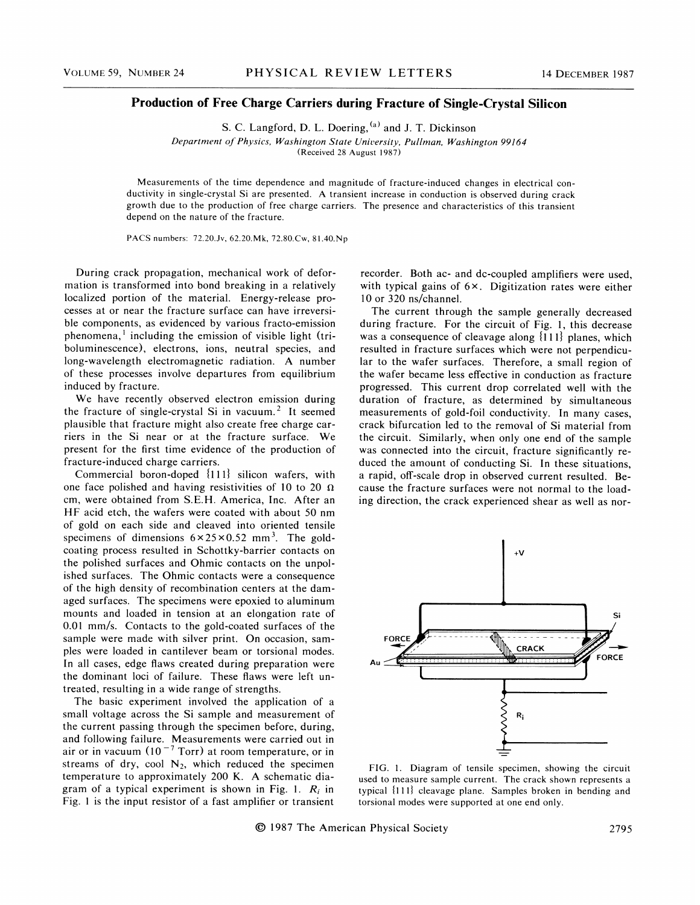# Production of Free Charge Carriers during Fracture of Single-Crystal Silicon

S. C. Langford, D. L. Doering,[a] and J. T. Dickinson

*Department of Physics, Washington State University, Pullman, Washington 99164*
(Received 28 August 1987)

Measurements of the time dependence and magnitude of fracture-induced changes in electrical conductivity in single-crystal Si are presented. A transient increase in conduction is observed during crack growth due to the production of free charge carriers. The presence and characteristics of this transient depend on the nature of the fracture.

PACS numbers: 72.20.Jv, 62.20.Mk, 72.80.Cw, 81.40.Np

During crack propagation, mechanical work of deformation is transformed into bond breaking in a relatively localized portion of the material. Energy-release processes at or near the fracture surface can have irreversible components, as evidenced by various fracto-emission phenomena,[1] including the emission of visible light (triboluminescence), electrons, ions, neutral species, and long-wavelength electromagnetic radiation. A number of these processes involve departures from equilibrium induced by fracture.

We have recently observed electron emission during the fracture of single-crystal Si in vacuum.[2] It seemed plausible that fracture might also create free charge carriers in the Si near or at the fracture surface. We present for the first time evidence of the production of fracture-induced charge carriers.

Commercial boron-doped {111} silicon wafers, with one face polished and having resistivities of 10 to 20 Ω cm, were obtained from S.E.H. America, Inc. After an HF acid etch, the wafers were coated with about 50 nm of gold on each side and cleaved into oriented tensile specimens of dimensions $6 \times 25 \times 0.52$ mm$^3$. The gold-coating process resulted in Schottky-barrier contacts on the polished surfaces and Ohmic contacts on the unpolished surfaces. The Ohmic contacts were a consequence of the high density of recombination centers at the damaged surfaces. The specimens were epoxied to aluminum mounts and loaded in tension at an elongation rate of 0.01 mm/s. Contacts to the gold-coated surfaces of the sample were made with silver print. On occasion, samples were loaded in cantilever beam or torsional modes. In all cases, edge flaws created during preparation were the dominant loci of failure. These flaws were left untreated, resulting in a wide range of strengths.

The basic experiment involved the application of a small voltage across the Si sample and measurement of the current passing through the specimen before, during, and following failure. Measurements were carried out in air or in vacuum ($10^{-7}$ Torr) at room temperature, or in streams of dry, cool $N_2$, which reduced the specimen temperature to approximately 200 K. A schematic diagram of a typical experiment is shown in Fig. 1. $R_i$ in Fig. 1 is the input resistor of a fast amplifier or transient recorder. Both ac- and dc-coupled amplifiers were used, with typical gains of 6×. Digitization rates were either 10 or 320 ns/channel.

The current through the sample generally decreased during fracture. For the circuit of Fig. 1, this decrease was a consequence of cleavage along {111} planes, which resulted in fracture surfaces which were not perpendicular to the wafer surfaces. Therefore, a small region of the wafer became less effective in conduction as fracture progressed. This current drop correlated well with the duration of fracture, as determined by simultaneous measurements of gold-foil conductivity. In many cases, crack bifurcation led to the removal of Si material from the circuit. Similarly, when only one end of the sample was connected into the circuit, fracture significantly reduced the amount of conducting Si. In these situations, a rapid, off-scale drop in observed current resulted. Because the fracture surfaces were not normal to the loading direction, the crack experienced shear as well as nor-

FIG. 1. Diagram of tensile specimen, showing the circuit used to measure sample current. The crack shown represents a typical {111} cleavage plane. Samples broken in bending and torsional modes were supported at one end only.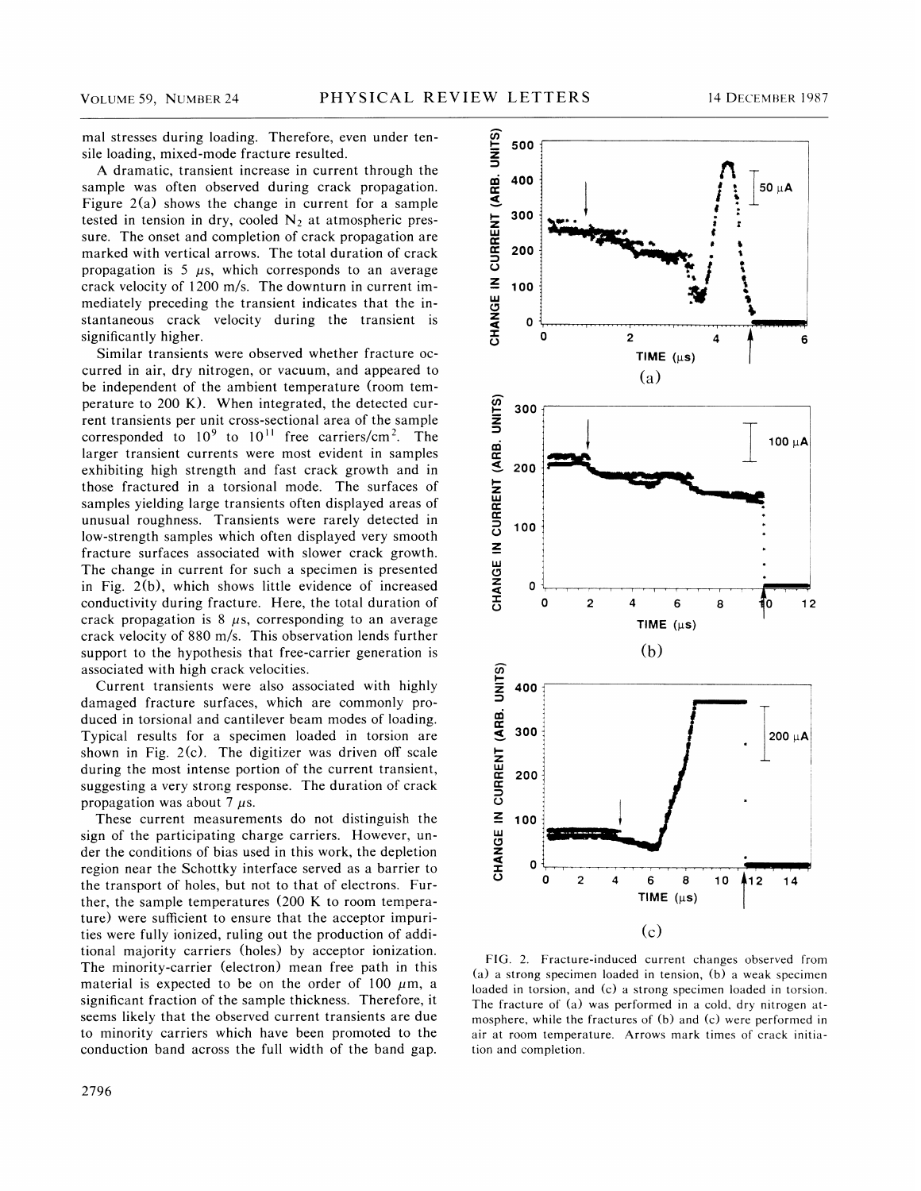mal stresses during loading. Therefore, even under tensile loading, mixed-mode fracture resulted.

A dramatic, transient increase in current through the sample was often observed during crack propagation. Figure 2(a) shows the change in current for a sample tested in tension in dry, cooled $N_2$ at atmospheric pressure. The onset and completion of crack propagation are marked with vertical arrows. The total duration of crack propagation is 5 $\mu$s, which corresponds to an average crack velocity of 1200 m/s. The downturn in current immediately preceding the transient indicates that the instantaneous crack velocity during the transient is significantly higher.

Similar transients were observed whether fracture occurred in air, dry nitrogen, or vacuum, and appeared to be independent of the ambient temperature (room temperature to 200 K). When integrated, the detected current transients per unit cross-sectional area of the sample corresponded to $10^9$ to $10^{11}$ free carriers/cm$^2$. The larger transient currents were most evident in samples exhibiting high strength and fast crack growth and in those fractured in a torsional mode. The surfaces of samples yielding large transients often displayed areas of unusual roughness. Transients were rarely detected in low-strength samples which often displayed very smooth fracture surfaces associated with slower crack growth. The change in current for such a specimen is presented in Fig. 2(b), which shows little evidence of increased conductivity during fracture. Here, the total duration of crack propagation is 8 $\mu$s, corresponding to an average crack velocity of 880 m/s. This observation lends further support to the hypothesis that free-carrier generation is associated with high crack velocities.

Current transients were also associated with highly damaged fracture surfaces, which are commonly produced in torsional and cantilever beam modes of loading. Typical results for a specimen loaded in torsion are shown in Fig. 2(c). The digitizer was driven off scale during the most intense portion of the current transient, suggesting a very strong response. The duration of crack propagation was about 7 $\mu$s.

These current measurements do not distinguish the sign of the participating charge carriers. However, under the conditions of bias used in this work, the depletion region near the Schottky interface served as a barrier to the transport of holes, but not to that of electrons. Further, the sample temperatures (200 K to room temperature) were sufficient to ensure that the acceptor impurities were fully ionized, ruling out the production of additional majority carriers (holes) by acceptor ionization. The minority-carrier (electron) mean free path in this material is expected to be on the order of 100 $\mu$m, a significant fraction of the sample thickness. Therefore, it seems likely that the observed current transients are due to minority carriers which have been promoted to the conduction band across the full width of the band gap.

FIG. 2. Fracture-induced current changes observed from (a) a strong specimen loaded in tension, (b) a weak specimen loaded in torsion, and (c) a strong specimen loaded in torsion. The fracture of (a) was performed in a cold, dry nitrogen atmosphere, while the fractures of (b) and (c) were performed in air at room temperature. Arrows mark times of crack initiation and completion.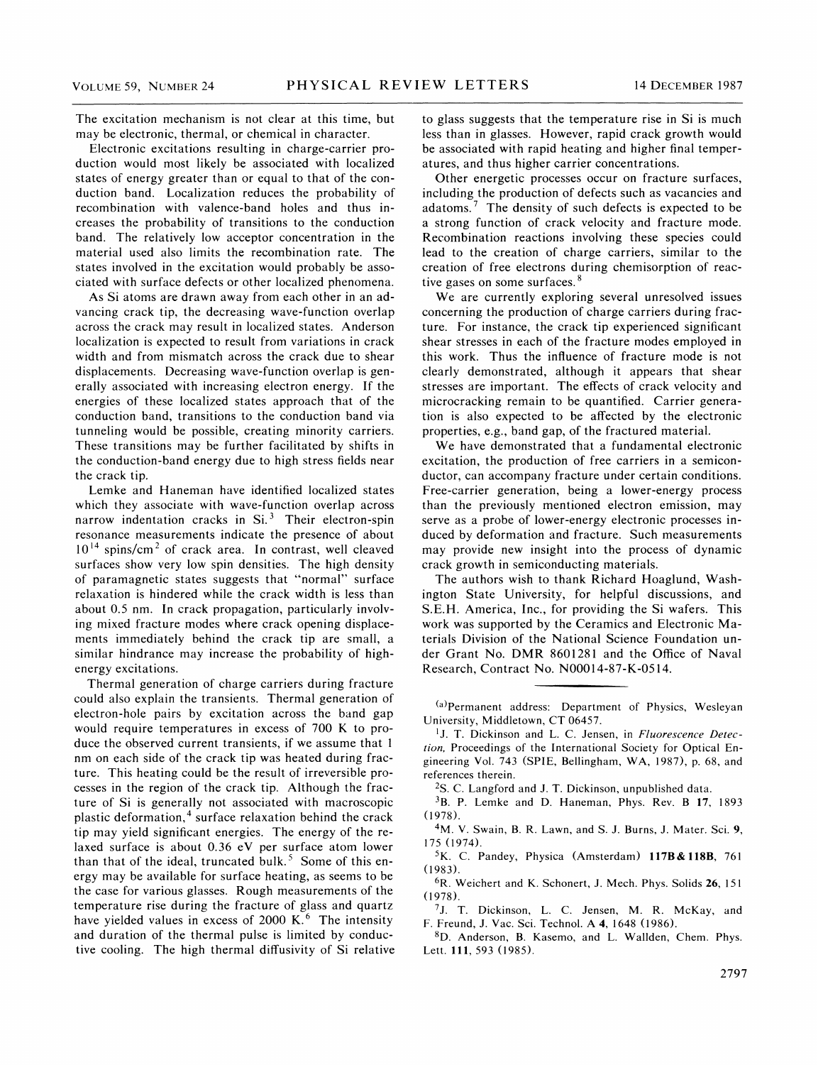The excitation mechanism is not clear at this time, but may be electronic, thermal, or chemical in character.

Electronic excitations resulting in charge-carrier production would most likely be associated with localized states of energy greater than or equal to that of the conduction band. Localization reduces the probability of recombination with valence-band holes and thus increases the probability of transitions to the conduction band. The relatively low acceptor concentration in the material used also limits the recombination rate. The states involved in the excitation would probably be associated with surface defects or other localized phenomena.

As Si atoms are drawn away from each other in an advancing crack tip, the decreasing wave-function overlap across the crack may result in localized states. Anderson localization is expected to result from variations in crack width and from mismatch across the crack due to shear displacements. Decreasing wave-function overlap is generally associated with increasing electron energy. If the energies of these localized states approach that of the conduction band, transitions to the conduction band via tunneling would be possible, creating minority carriers. These transitions may be further facilitated by shifts in the conduction-band energy due to high stress fields near the crack tip.

Lemke and Haneman have identified localized states which they associate with wave-function overlap across narrow indentation cracks in Si.[3] Their electron-spin resonance measurements indicate the presence of about $10^{14}$ spins/cm$^2$ of crack area. In contrast, well cleaved surfaces show very low spin densities. The high density of paramagnetic states suggests that "normal" surface relaxation is hindered while the crack width is less than about 0.5 nm. In crack propagation, particularly involving mixed fracture modes where crack opening displacements immediately behind the crack tip are small, a similar hindrance may increase the probability of high-energy excitations.

Thermal generation of charge carriers during fracture could also explain the transients. Thermal generation of electron-hole pairs by excitation across the band gap would require temperatures in excess of 700 K to produce the observed current transients, if we assume that 1 nm on each side of the crack tip was heated during fracture. This heating could be the result of irreversible processes in the region of the crack tip. Although the fracture of Si is generally not associated with macroscopic plastic deformation,[4] surface relaxation behind the crack tip may yield significant energies. The energy of the relaxed surface is about 0.36 eV per surface atom lower than that of the ideal, truncated bulk.[5] Some of this energy may be available for surface heating, as seems to be the case for various glasses. Rough measurements of the temperature rise during the fracture of glass and quartz have yielded values in excess of 2000 K.[6] The intensity and duration of the thermal pulse is limited by conductive cooling. The high thermal diffusivity of Si relative to glass suggests that the temperature rise in Si is much less than in glasses. However, rapid crack growth would be associated with rapid heating and higher final temperatures, and thus higher carrier concentrations.

Other energetic processes occur on fracture surfaces, including the production of defects such as vacancies and adatoms.[7] The density of such defects is expected to be a strong function of crack velocity and fracture mode. Recombination reactions involving these species could lead to the creation of charge carriers, similar to the creation of free electrons during chemisorption of reactive gases on some surfaces.[8]

We are currently exploring several unresolved issues concerning the production of charge carriers during fracture. For instance, the crack tip experienced significant shear stresses in each of the fracture modes employed in this work. Thus the influence of fracture mode is not clearly demonstrated, although it appears that shear stresses are important. The effects of crack velocity and microcracking remain to be quantified. Carrier generation is also expected to be affected by the electronic properties, e.g., band gap, of the fractured material.

We have demonstrated that a fundamental electronic excitation, the production of free carriers in a semiconductor, can accompany fracture under certain conditions. Free-carrier generation, being a lower-energy process than the previously mentioned electron emission, may serve as a probe of lower-energy electronic processes induced by deformation and fracture. Such measurements may provide new insight into the process of dynamic crack growth in semiconducting materials.

The authors wish to thank Richard Hoaglund, Washington State University, for helpful discussions, and S.E.H. America, Inc., for providing the Si wafers. This work was supported by the Ceramics and Electronic Materials Division of the National Science Foundation under Grant No. DMR 8601281 and the Office of Naval Research, Contract No. N00014-87-K-0514.

---

[a]Permanent address: Department of Physics, Wesleyan University, Middletown, CT 06457.

[1]J. T. Dickinson and L. C. Jensen, in *Fluorescence Detection*, Proceedings of the International Society for Optical Engineering Vol. 743 (SPIE, Bellingham, WA, 1987), p. 68, and references therein.

[2]S. C. Langford and J. T. Dickinson, unpublished data.

[3]B. P. Lemke and D. Haneman, Phys. Rev. B **17**, 1893 (1978).

[4]M. V. Swain, B. R. Lawn, and S. J. Burns, J. Mater. Sci. **9**, 175 (1974).

[5]K. C. Pandey, Physica (Amsterdam) **117B & 118B**, 761 (1983).

[6]R. Weichert and K. Schonert, J. Mech. Phys. Solids **26**, 151 (1978).

[7]J. T. Dickinson, L. C. Jensen, M. R. McKay, and F. Freund, J. Vac. Sci. Technol. A **4**, 1648 (1986).

[8]D. Anderson, B. Kasemo, and L. Wallden, Chem. Phys. Lett. **111**, 593 (1985).